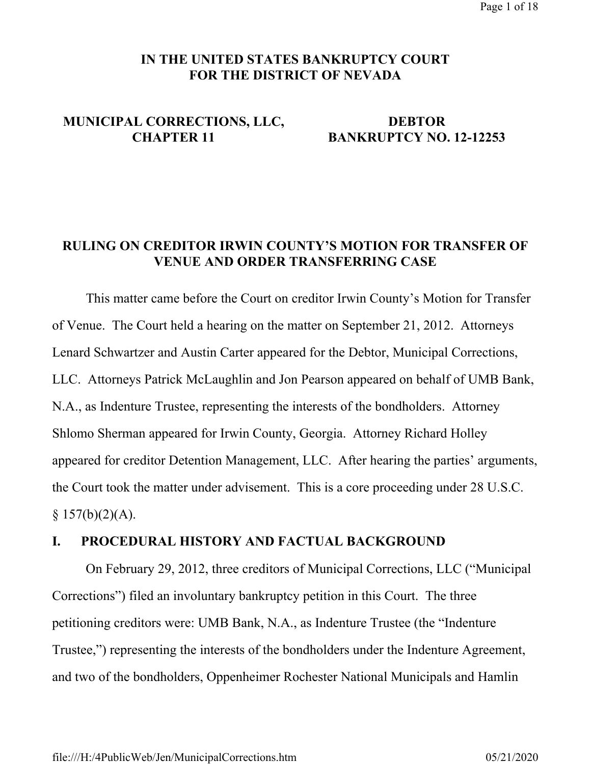**IN THE UNITED STATES BANKRUPTCY COURT**
**FOR THE DISTRICT OF NEVADA**

| | |
|---|---|
| **MUNICIPAL CORRECTIONS, LLC,** | **DEBTOR** |
| **CHAPTER 11** | **BANKRUPTCY NO. 12-12253** |

**RULING ON CREDITOR IRWIN COUNTY'S MOTION FOR TRANSFER OF VENUE AND ORDER TRANSFERRING CASE**

This matter came before the Court on creditor Irwin County's Motion for Transfer of Venue. The Court held a hearing on the matter on September 21, 2012. Attorneys Lenard Schwartzer and Austin Carter appeared for the Debtor, Municipal Corrections, LLC. Attorneys Patrick McLaughlin and Jon Pearson appeared on behalf of UMB Bank, N.A., as Indenture Trustee, representing the interests of the bondholders. Attorney Shlomo Sherman appeared for Irwin County, Georgia. Attorney Richard Holley appeared for creditor Detention Management, LLC. After hearing the parties' arguments, the Court took the matter under advisement. This is a core proceeding under 28 U.S.C. § 157(b)(2)(A).

## I. PROCEDURAL HISTORY AND FACTUAL BACKGROUND

On February 29, 2012, three creditors of Municipal Corrections, LLC ("Municipal Corrections") filed an involuntary bankruptcy petition in this Court. The three petitioning creditors were: UMB Bank, N.A., as Indenture Trustee (the "Indenture Trustee,") representing the interests of the bondholders under the Indenture Agreement, and two of the bondholders, Oppenheimer Rochester National Municipals and Hamlin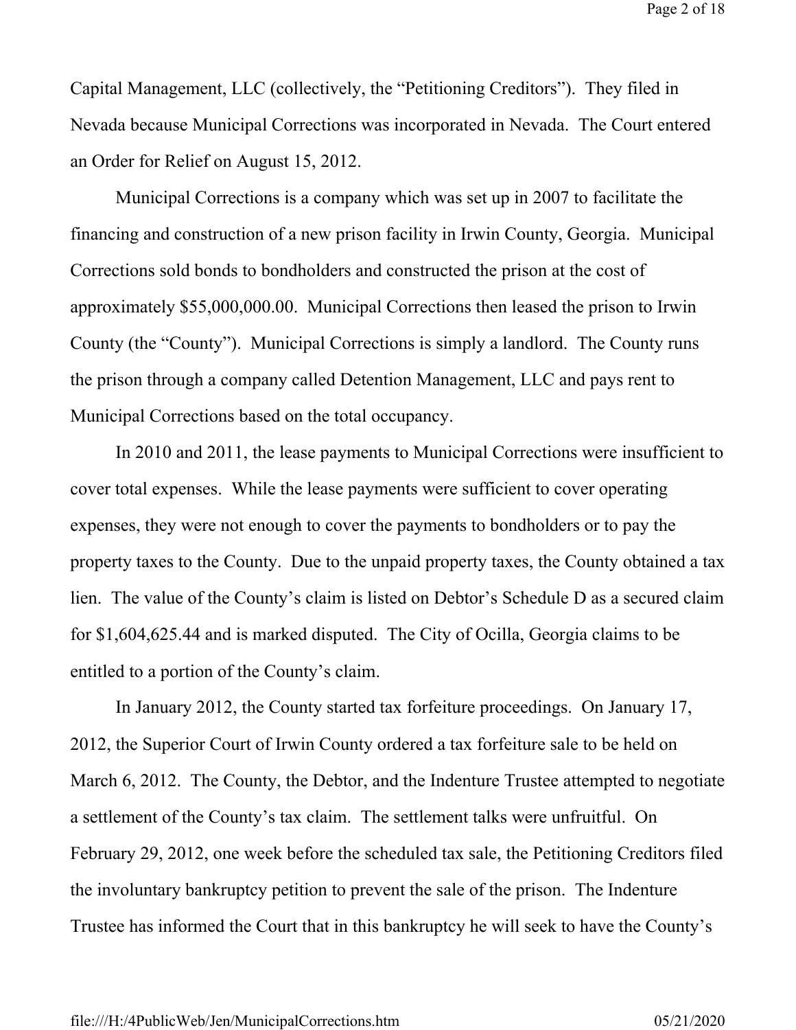Capital Management, LLC (collectively, the "Petitioning Creditors"). They filed in Nevada because Municipal Corrections was incorporated in Nevada. The Court entered an Order for Relief on August 15, 2012.

Municipal Corrections is a company which was set up in 2007 to facilitate the financing and construction of a new prison facility in Irwin County, Georgia. Municipal Corrections sold bonds to bondholders and constructed the prison at the cost of approximately $55,000,000.00. Municipal Corrections then leased the prison to Irwin County (the "County"). Municipal Corrections is simply a landlord. The County runs the prison through a company called Detention Management, LLC and pays rent to Municipal Corrections based on the total occupancy.

In 2010 and 2011, the lease payments to Municipal Corrections were insufficient to cover total expenses. While the lease payments were sufficient to cover operating expenses, they were not enough to cover the payments to bondholders or to pay the property taxes to the County. Due to the unpaid property taxes, the County obtained a tax lien. The value of the County's claim is listed on Debtor's Schedule D as a secured claim for $1,604,625.44 and is marked disputed. The City of Ocilla, Georgia claims to be entitled to a portion of the County's claim.

In January 2012, the County started tax forfeiture proceedings. On January 17, 2012, the Superior Court of Irwin County ordered a tax forfeiture sale to be held on March 6, 2012. The County, the Debtor, and the Indenture Trustee attempted to negotiate a settlement of the County's tax claim. The settlement talks were unfruitful. On February 29, 2012, one week before the scheduled tax sale, the Petitioning Creditors filed the involuntary bankruptcy petition to prevent the sale of the prison. The Indenture Trustee has informed the Court that in this bankruptcy he will seek to have the County's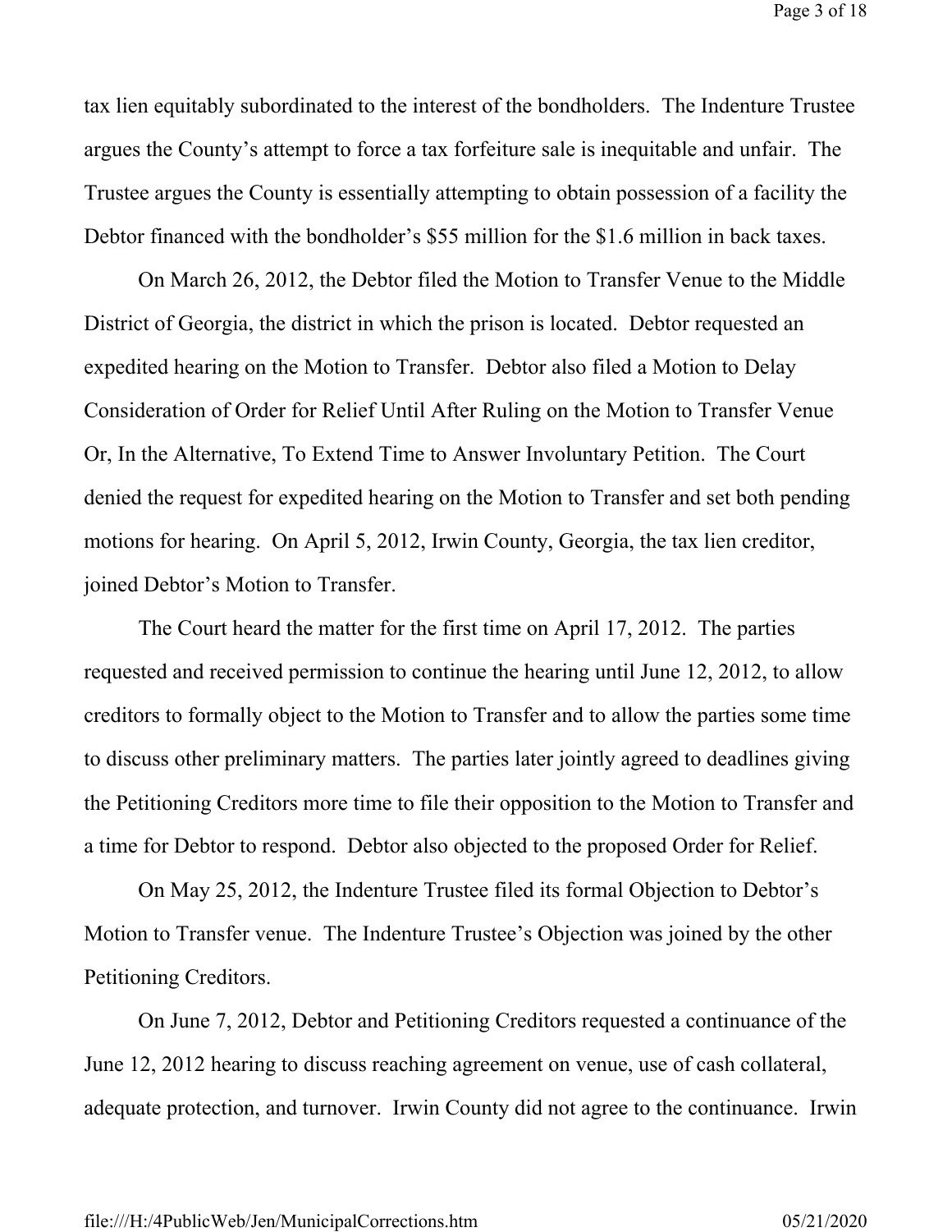tax lien equitably subordinated to the interest of the bondholders. The Indenture Trustee argues the County's attempt to force a tax forfeiture sale is inequitable and unfair. The Trustee argues the County is essentially attempting to obtain possession of a facility the Debtor financed with the bondholder's $55 million for the $1.6 million in back taxes.

On March 26, 2012, the Debtor filed the Motion to Transfer Venue to the Middle District of Georgia, the district in which the prison is located. Debtor requested an expedited hearing on the Motion to Transfer. Debtor also filed a Motion to Delay Consideration of Order for Relief Until After Ruling on the Motion to Transfer Venue Or, In the Alternative, To Extend Time to Answer Involuntary Petition. The Court denied the request for expedited hearing on the Motion to Transfer and set both pending motions for hearing. On April 5, 2012, Irwin County, Georgia, the tax lien creditor, joined Debtor's Motion to Transfer.

The Court heard the matter for the first time on April 17, 2012. The parties requested and received permission to continue the hearing until June 12, 2012, to allow creditors to formally object to the Motion to Transfer and to allow the parties some time to discuss other preliminary matters. The parties later jointly agreed to deadlines giving the Petitioning Creditors more time to file their opposition to the Motion to Transfer and a time for Debtor to respond. Debtor also objected to the proposed Order for Relief.

On May 25, 2012, the Indenture Trustee filed its formal Objection to Debtor's Motion to Transfer venue. The Indenture Trustee's Objection was joined by the other Petitioning Creditors.

On June 7, 2012, Debtor and Petitioning Creditors requested a continuance of the June 12, 2012 hearing to discuss reaching agreement on venue, use of cash collateral, adequate protection, and turnover. Irwin County did not agree to the continuance. Irwin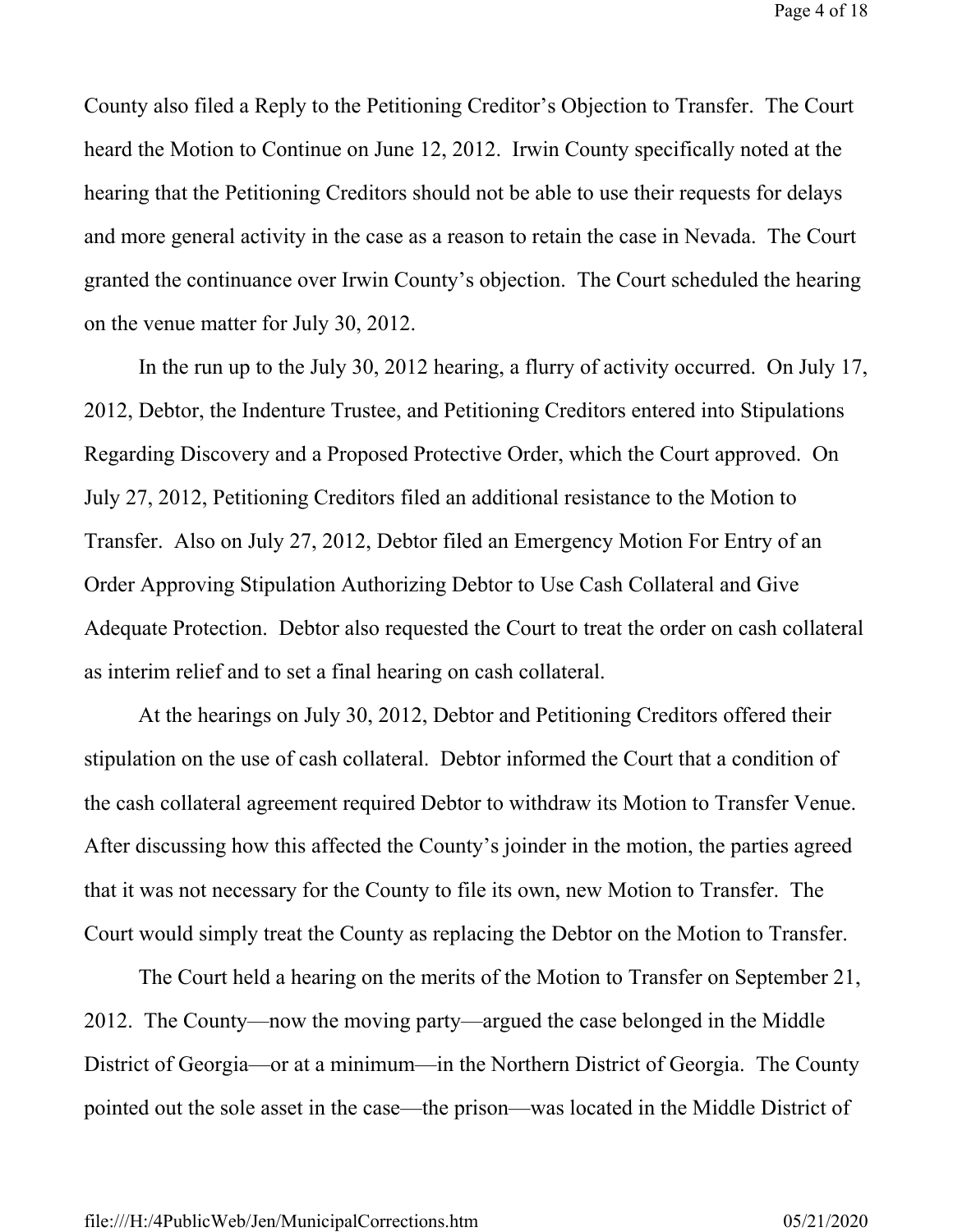County also filed a Reply to the Petitioning Creditor's Objection to Transfer. The Court heard the Motion to Continue on June 12, 2012. Irwin County specifically noted at the hearing that the Petitioning Creditors should not be able to use their requests for delays and more general activity in the case as a reason to retain the case in Nevada. The Court granted the continuance over Irwin County's objection. The Court scheduled the hearing on the venue matter for July 30, 2012.

In the run up to the July 30, 2012 hearing, a flurry of activity occurred. On July 17, 2012, Debtor, the Indenture Trustee, and Petitioning Creditors entered into Stipulations Regarding Discovery and a Proposed Protective Order, which the Court approved. On July 27, 2012, Petitioning Creditors filed an additional resistance to the Motion to Transfer. Also on July 27, 2012, Debtor filed an Emergency Motion For Entry of an Order Approving Stipulation Authorizing Debtor to Use Cash Collateral and Give Adequate Protection. Debtor also requested the Court to treat the order on cash collateral as interim relief and to set a final hearing on cash collateral.

At the hearings on July 30, 2012, Debtor and Petitioning Creditors offered their stipulation on the use of cash collateral. Debtor informed the Court that a condition of the cash collateral agreement required Debtor to withdraw its Motion to Transfer Venue. After discussing how this affected the County's joinder in the motion, the parties agreed that it was not necessary for the County to file its own, new Motion to Transfer. The Court would simply treat the County as replacing the Debtor on the Motion to Transfer.

The Court held a hearing on the merits of the Motion to Transfer on September 21, 2012. The County—now the moving party—argued the case belonged in the Middle District of Georgia—or at a minimum—in the Northern District of Georgia. The County pointed out the sole asset in the case—the prison—was located in the Middle District of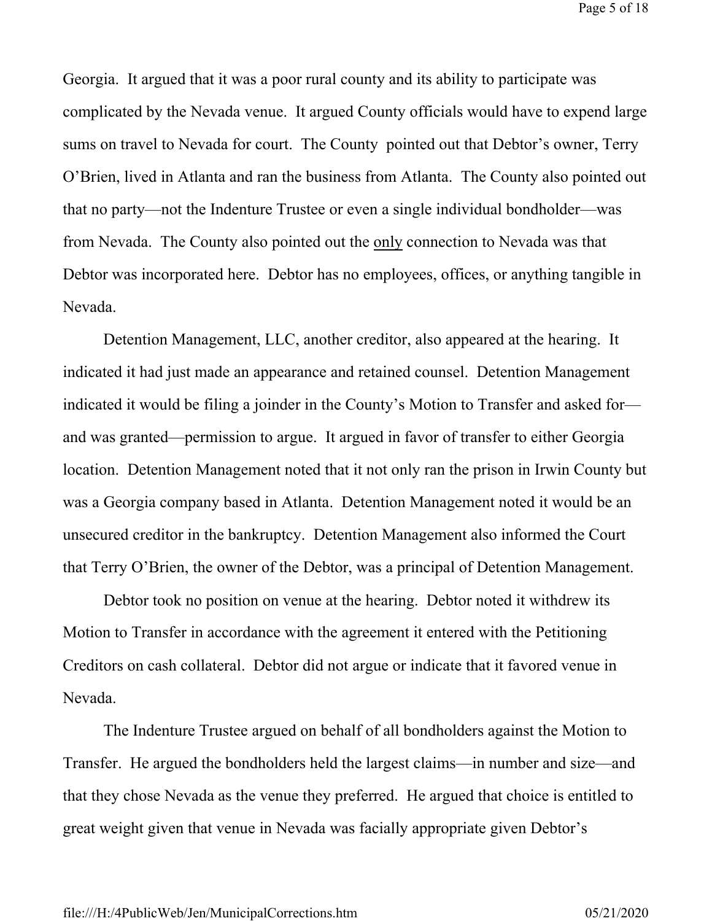Georgia. It argued that it was a poor rural county and its ability to participate was complicated by the Nevada venue. It argued County officials would have to expend large sums on travel to Nevada for court. The County pointed out that Debtor's owner, Terry O'Brien, lived in Atlanta and ran the business from Atlanta. The County also pointed out that no party—not the Indenture Trustee or even a single individual bondholder—was from Nevada. The County also pointed out the <u>only</u> connection to Nevada was that Debtor was incorporated here. Debtor has no employees, offices, or anything tangible in Nevada.

Detention Management, LLC, another creditor, also appeared at the hearing. It indicated it had just made an appearance and retained counsel. Detention Management indicated it would be filing a joinder in the County's Motion to Transfer and asked for—and was granted—permission to argue. It argued in favor of transfer to either Georgia location. Detention Management noted that it not only ran the prison in Irwin County but was a Georgia company based in Atlanta. Detention Management noted it would be an unsecured creditor in the bankruptcy. Detention Management also informed the Court that Terry O'Brien, the owner of the Debtor, was a principal of Detention Management.

Debtor took no position on venue at the hearing. Debtor noted it withdrew its Motion to Transfer in accordance with the agreement it entered with the Petitioning Creditors on cash collateral. Debtor did not argue or indicate that it favored venue in Nevada.

The Indenture Trustee argued on behalf of all bondholders against the Motion to Transfer. He argued the bondholders held the largest claims—in number and size—and that they chose Nevada as the venue they preferred. He argued that choice is entitled to great weight given that venue in Nevada was facially appropriate given Debtor's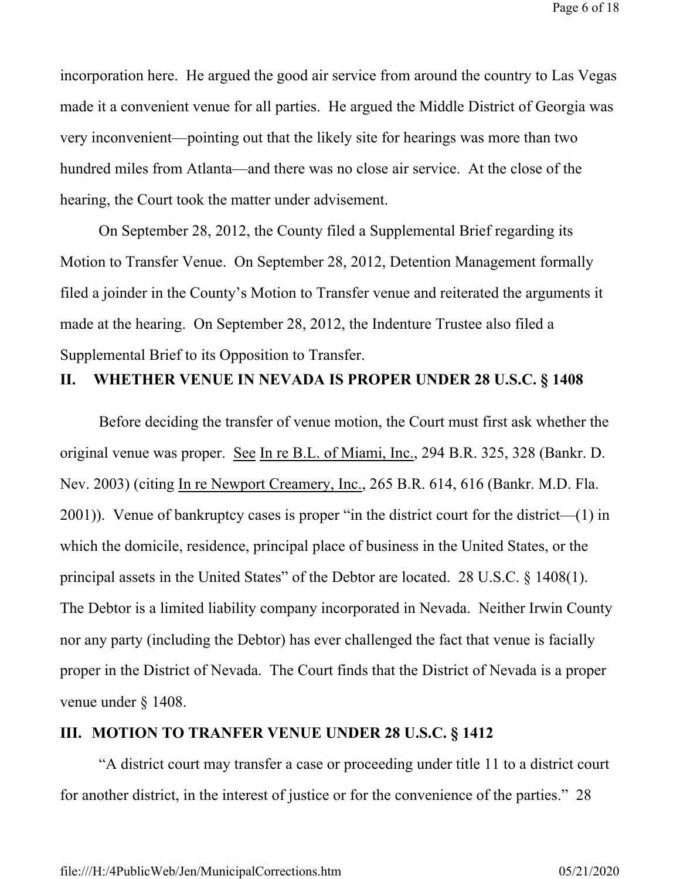incorporation here. He argued the good air service from around the country to Las Vegas made it a convenient venue for all parties. He argued the Middle District of Georgia was very inconvenient—pointing out that the likely site for hearings was more than two hundred miles from Atlanta—and there was no close air service. At the close of the hearing, the Court took the matter under advisement.

On September 28, 2012, the County filed a Supplemental Brief regarding its Motion to Transfer Venue. On September 28, 2012, Detention Management formally filed a joinder in the County's Motion to Transfer venue and reiterated the arguments it made at the hearing. On September 28, 2012, the Indenture Trustee also filed a Supplemental Brief to its Opposition to Transfer.

## II. WHETHER VENUE IN NEVADA IS PROPER UNDER 28 U.S.C. § 1408

Before deciding the transfer of venue motion, the Court must first ask whether the original venue was proper. See In re B.L. of Miami, Inc., 294 B.R. 325, 328 (Bankr. D. Nev. 2003) (citing In re Newport Creamery, Inc., 265 B.R. 614, 616 (Bankr. M.D. Fla. 2001)). Venue of bankruptcy cases is proper "in the district court for the district—(1) in which the domicile, residence, principal place of business in the United States, or the principal assets in the United States" of the Debtor are located. 28 U.S.C. § 1408(1). The Debtor is a limited liability company incorporated in Nevada. Neither Irwin County nor any party (including the Debtor) has ever challenged the fact that venue is facially proper in the District of Nevada. The Court finds that the District of Nevada is a proper venue under § 1408.

## III. MOTION TO TRANFER VENUE UNDER 28 U.S.C. § 1412

"A district court may transfer a case or proceeding under title 11 to a district court for another district, in the interest of justice or for the convenience of the parties." 28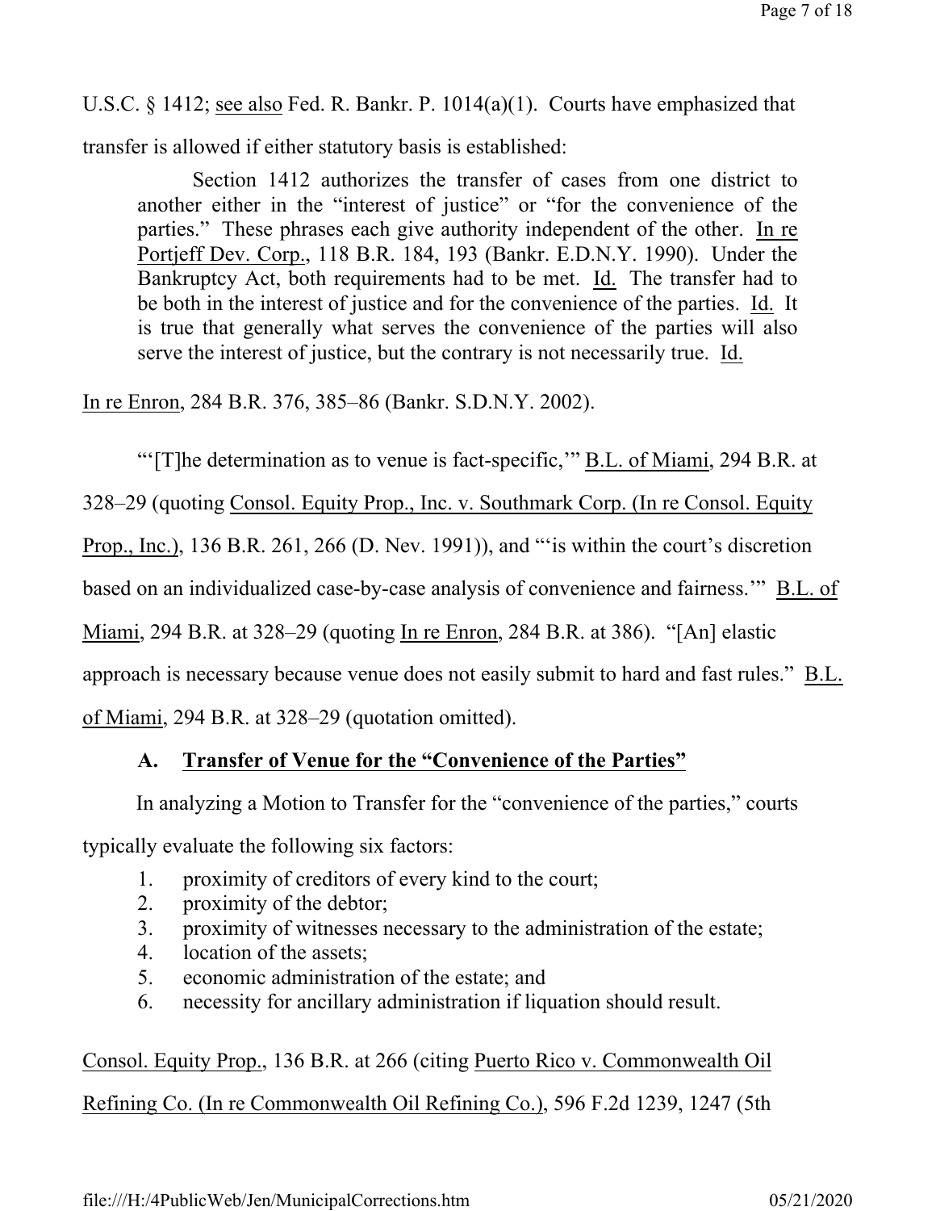U.S.C. § 1412; see also Fed. R. Bankr. P. 1014(a)(1). Courts have emphasized that transfer is allowed if either statutory basis is established:

> Section 1412 authorizes the transfer of cases from one district to another either in the "interest of justice" or "for the convenience of the parties." These phrases each give authority independent of the other. In re Portjeff Dev. Corp., 118 B.R. 184, 193 (Bankr. E.D.N.Y. 1990). Under the Bankruptcy Act, both requirements had to be met. Id. The transfer had to be both in the interest of justice and for the convenience of the parties. Id. It is true that generally what serves the convenience of the parties will also serve the interest of justice, but the contrary is not necessarily true. Id.

In re Enron, 284 B.R. 376, 385–86 (Bankr. S.D.N.Y. 2002).

"'[T]he determination as to venue is fact-specific,'" B.L. of Miami, 294 B.R. at 328–29 (quoting Consol. Equity Prop., Inc. v. Southmark Corp. (In re Consol. Equity Prop., Inc.), 136 B.R. 261, 266 (D. Nev. 1991)), and "'is within the court's discretion based on an individualized case-by-case analysis of convenience and fairness.'" B.L. of Miami, 294 B.R. at 328–29 (quoting In re Enron, 284 B.R. at 386). "[An] elastic approach is necessary because venue does not easily submit to hard and fast rules." B.L. of Miami, 294 B.R. at 328–29 (quotation omitted).

### A. Transfer of Venue for the "Convenience of the Parties"

In analyzing a Motion to Transfer for the "convenience of the parties," courts typically evaluate the following six factors:

1. proximity of creditors of every kind to the court;
2. proximity of the debtor;
3. proximity of witnesses necessary to the administration of the estate;
4. location of the assets;
5. economic administration of the estate; and
6. necessity for ancillary administration if liquation should result.

Consol. Equity Prop., 136 B.R. at 266 (citing Puerto Rico v. Commonwealth Oil Refining Co. (In re Commonwealth Oil Refining Co.), 596 F.2d 1239, 1247 (5th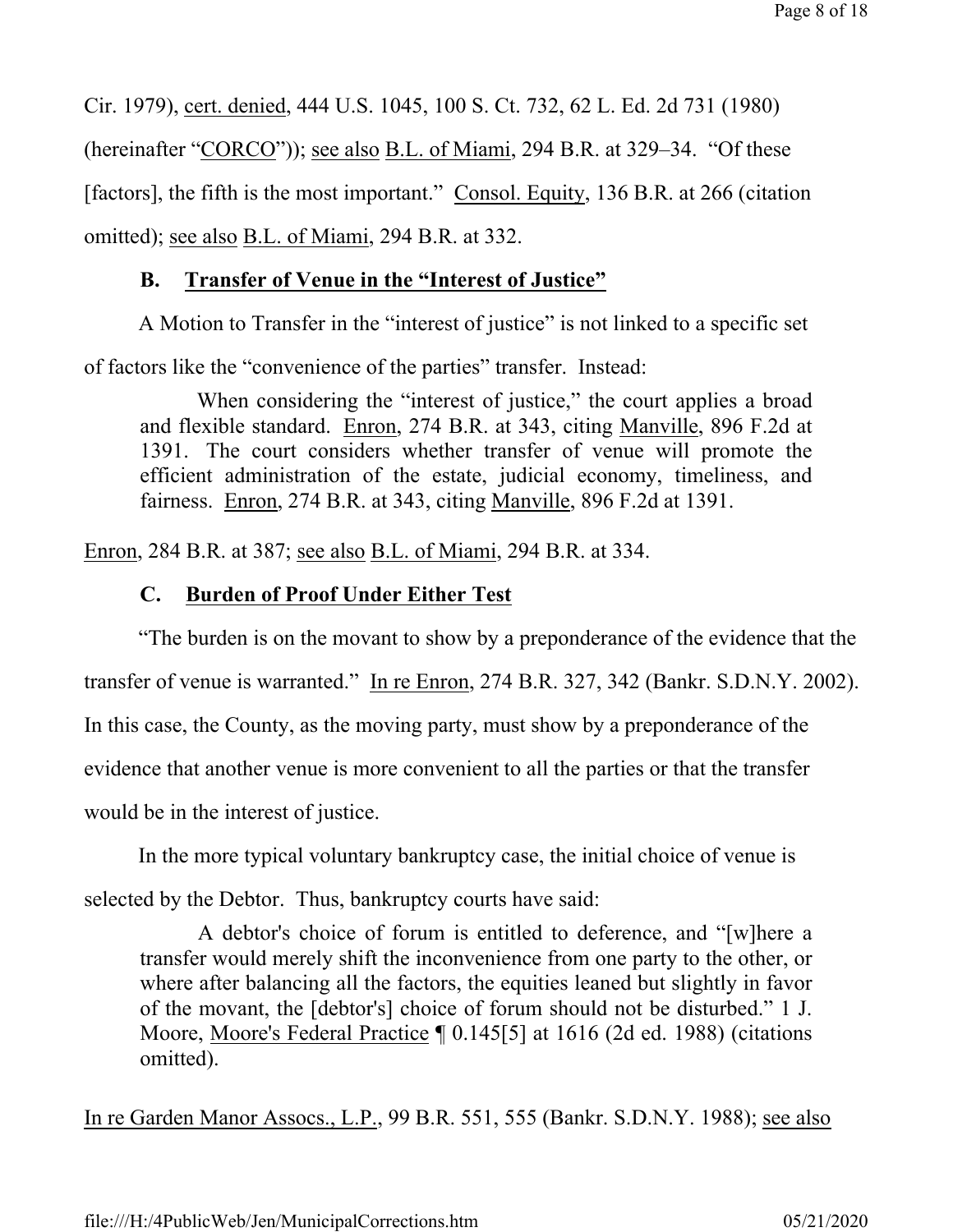Cir. 1979), cert. denied, 444 U.S. 1045, 100 S. Ct. 732, 62 L. Ed. 2d 731 (1980) (hereinafter "CORCO")); see also B.L. of Miami, 294 B.R. at 329–34. "Of these [factors], the fifth is the most important." Consol. Equity, 136 B.R. at 266 (citation omitted); see also B.L. of Miami, 294 B.R. at 332.

### B. Transfer of Venue in the "Interest of Justice"

A Motion to Transfer in the "interest of justice" is not linked to a specific set of factors like the "convenience of the parties" transfer. Instead:

> When considering the "interest of justice," the court applies a broad and flexible standard. Enron, 274 B.R. at 343, citing Manville, 896 F.2d at 1391. The court considers whether transfer of venue will promote the efficient administration of the estate, judicial economy, timeliness, and fairness. Enron, 274 B.R. at 343, citing Manville, 896 F.2d at 1391.

Enron, 284 B.R. at 387; see also B.L. of Miami, 294 B.R. at 334.

### C. Burden of Proof Under Either Test

"The burden is on the movant to show by a preponderance of the evidence that the transfer of venue is warranted." In re Enron, 274 B.R. 327, 342 (Bankr. S.D.N.Y. 2002). In this case, the County, as the moving party, must show by a preponderance of the evidence that another venue is more convenient to all the parties or that the transfer would be in the interest of justice.

In the more typical voluntary bankruptcy case, the initial choice of venue is selected by the Debtor. Thus, bankruptcy courts have said:

> A debtor's choice of forum is entitled to deference, and "[w]here a transfer would merely shift the inconvenience from one party to the other, or where after balancing all the factors, the equities leaned but slightly in favor of the movant, the [debtor's] choice of forum should not be disturbed." 1 J. Moore, Moore's Federal Practice ¶ 0.145[5] at 1616 (2d ed. 1988) (citations omitted).

In re Garden Manor Assocs., L.P., 99 B.R. 551, 555 (Bankr. S.D.N.Y. 1988); see also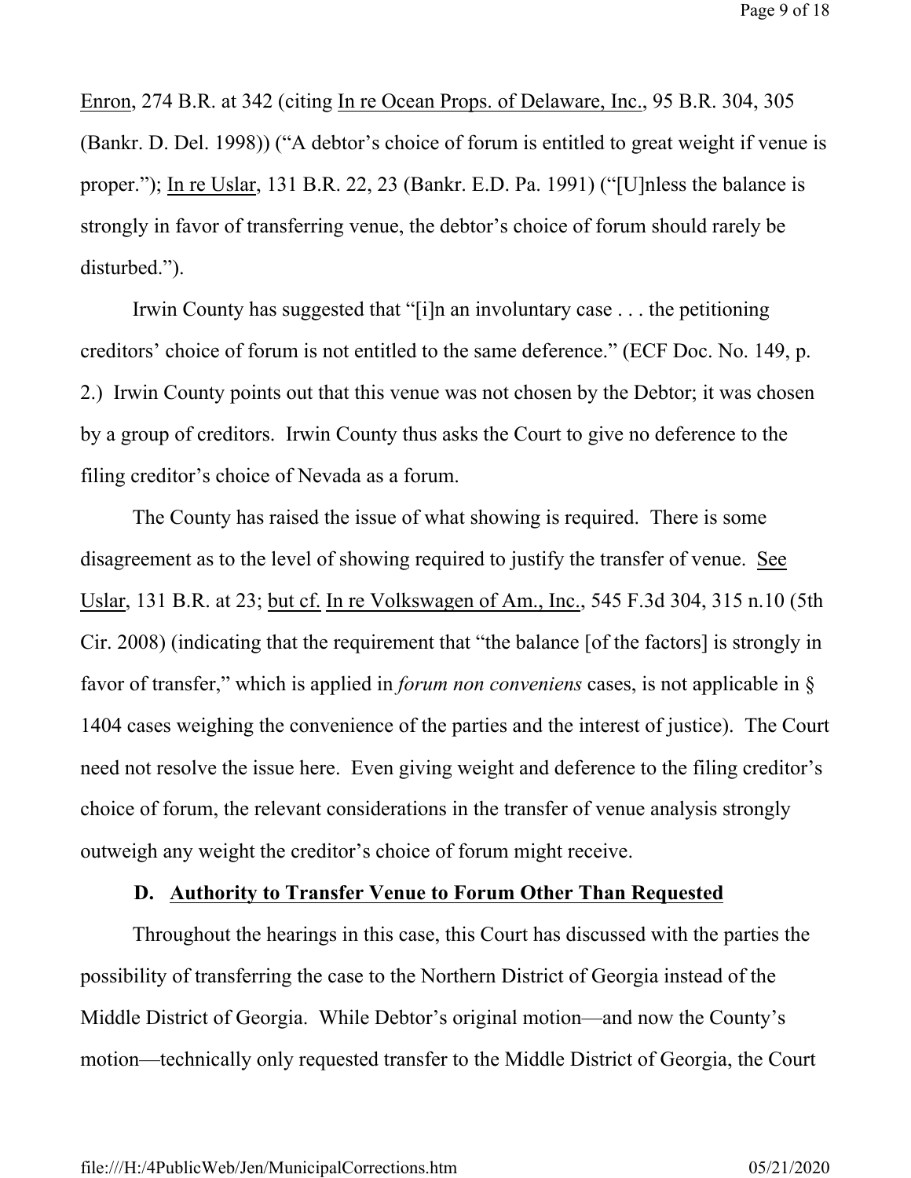Enron, 274 B.R. at 342 (citing In re Ocean Props. of Delaware, Inc., 95 B.R. 304, 305 (Bankr. D. Del. 1998)) ("A debtor's choice of forum is entitled to great weight if venue is proper."); In re Uslar, 131 B.R. 22, 23 (Bankr. E.D. Pa. 1991) ("[U]nless the balance is strongly in favor of transferring venue, the debtor's choice of forum should rarely be disturbed.").

Irwin County has suggested that "[i]n an involuntary case . . . the petitioning creditors' choice of forum is not entitled to the same deference." (ECF Doc. No. 149, p. 2.) Irwin County points out that this venue was not chosen by the Debtor; it was chosen by a group of creditors. Irwin County thus asks the Court to give no deference to the filing creditor's choice of Nevada as a forum.

The County has raised the issue of what showing is required. There is some disagreement as to the level of showing required to justify the transfer of venue. See Uslar, 131 B.R. at 23; but cf. In re Volkswagen of Am., Inc., 545 F.3d 304, 315 n.10 (5th Cir. 2008) (indicating that the requirement that "the balance [of the factors] is strongly in favor of transfer," which is applied in *forum non conveniens* cases, is not applicable in § 1404 cases weighing the convenience of the parties and the interest of justice). The Court need not resolve the issue here. Even giving weight and deference to the filing creditor's choice of forum, the relevant considerations in the transfer of venue analysis strongly outweigh any weight the creditor's choice of forum might receive.

### D. Authority to Transfer Venue to Forum Other Than Requested

Throughout the hearings in this case, this Court has discussed with the parties the possibility of transferring the case to the Northern District of Georgia instead of the Middle District of Georgia. While Debtor's original motion—and now the County's motion—technically only requested transfer to the Middle District of Georgia, the Court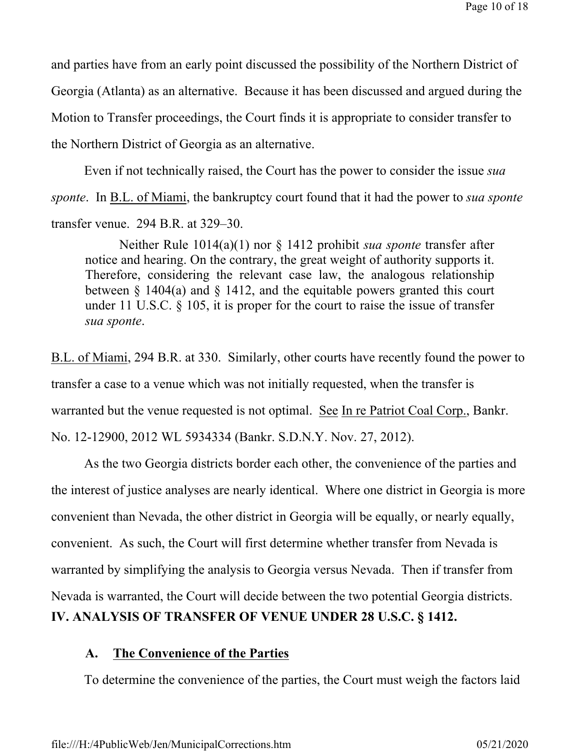and parties have from an early point discussed the possibility of the Northern District of Georgia (Atlanta) as an alternative. Because it has been discussed and argued during the Motion to Transfer proceedings, the Court finds it is appropriate to consider transfer to the Northern District of Georgia as an alternative.

Even if not technically raised, the Court has the power to consider the issue *sua sponte*. In B.L. of Miami, the bankruptcy court found that it had the power to *sua sponte* transfer venue. 294 B.R. at 329–30.

> Neither Rule 1014(a)(1) nor § 1412 prohibit *sua sponte* transfer after notice and hearing. On the contrary, the great weight of authority supports it. Therefore, considering the relevant case law, the analogous relationship between § 1404(a) and § 1412, and the equitable powers granted this court under 11 U.S.C. § 105, it is proper for the court to raise the issue of transfer *sua sponte*.

B.L. of Miami, 294 B.R. at 330. Similarly, other courts have recently found the power to transfer a case to a venue which was not initially requested, when the transfer is warranted but the venue requested is not optimal. See In re Patriot Coal Corp., Bankr. No. 12-12900, 2012 WL 5934334 (Bankr. S.D.N.Y. Nov. 27, 2012).

As the two Georgia districts border each other, the convenience of the parties and the interest of justice analyses are nearly identical. Where one district in Georgia is more convenient than Nevada, the other district in Georgia will be equally, or nearly equally, convenient. As such, the Court will first determine whether transfer from Nevada is warranted by simplifying the analysis to Georgia versus Nevada. Then if transfer from Nevada is warranted, the Court will decide between the two potential Georgia districts.

## IV. ANALYSIS OF TRANSFER OF VENUE UNDER 28 U.S.C. § 1412.

### A. The Convenience of the Parties

To determine the convenience of the parties, the Court must weigh the factors laid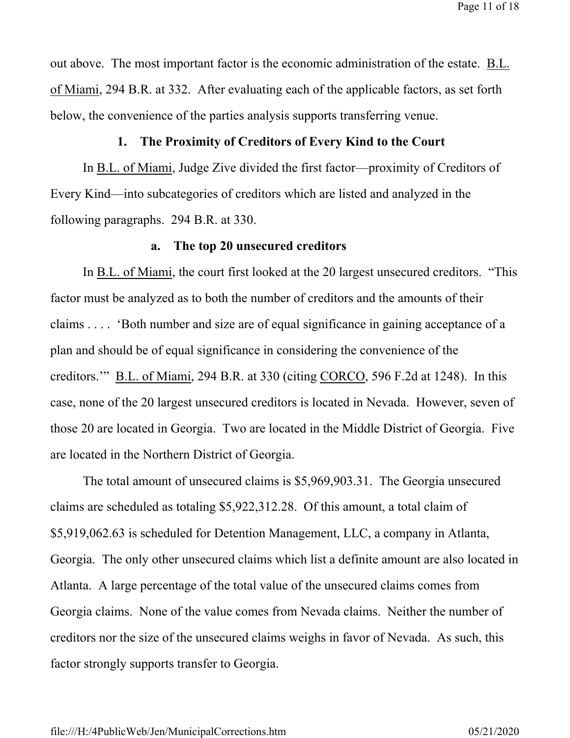out above. The most important factor is the economic administration of the estate. B.L. of Miami, 294 B.R. at 332. After evaluating each of the applicable factors, as set forth below, the convenience of the parties analysis supports transferring venue.

### 1. The Proximity of Creditors of Every Kind to the Court

In B.L. of Miami, Judge Zive divided the first factor—proximity of Creditors of Every Kind—into subcategories of creditors which are listed and analyzed in the following paragraphs. 294 B.R. at 330.

#### a. The top 20 unsecured creditors

In B.L. of Miami, the court first looked at the 20 largest unsecured creditors. "This factor must be analyzed as to both the number of creditors and the amounts of their claims . . . . 'Both number and size are of equal significance in gaining acceptance of a plan and should be of equal significance in considering the convenience of the creditors.'" B.L. of Miami, 294 B.R. at 330 (citing CORCO, 596 F.2d at 1248). In this case, none of the 20 largest unsecured creditors is located in Nevada. However, seven of those 20 are located in Georgia. Two are located in the Middle District of Georgia. Five are located in the Northern District of Georgia.

The total amount of unsecured claims is $5,969,903.31. The Georgia unsecured claims are scheduled as totaling $5,922,312.28. Of this amount, a total claim of $5,919,062.63 is scheduled for Detention Management, LLC, a company in Atlanta, Georgia. The only other unsecured claims which list a definite amount are also located in Atlanta. A large percentage of the total value of the unsecured claims comes from Georgia claims. None of the value comes from Nevada claims. Neither the number of creditors nor the size of the unsecured claims weighs in favor of Nevada. As such, this factor strongly supports transfer to Georgia.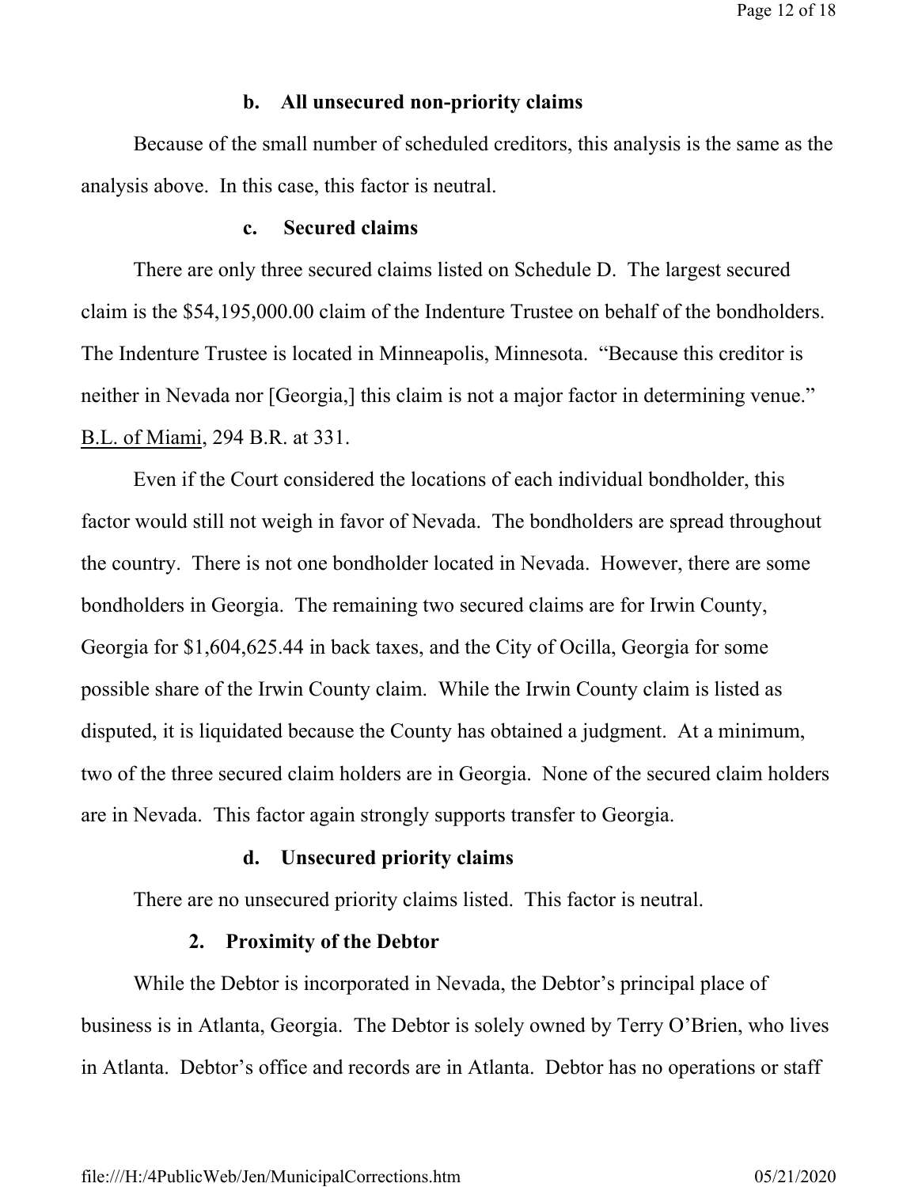#### b. All unsecured non-priority claims

Because of the small number of scheduled creditors, this analysis is the same as the analysis above. In this case, this factor is neutral.

#### c. Secured claims

There are only three secured claims listed on Schedule D. The largest secured claim is the $54,195,000.00 claim of the Indenture Trustee on behalf of the bondholders. The Indenture Trustee is located in Minneapolis, Minnesota. "Because this creditor is neither in Nevada nor [Georgia,] this claim is not a major factor in determining venue." B.L. of Miami, 294 B.R. at 331.

Even if the Court considered the locations of each individual bondholder, this factor would still not weigh in favor of Nevada. The bondholders are spread throughout the country. There is not one bondholder located in Nevada. However, there are some bondholders in Georgia. The remaining two secured claims are for Irwin County, Georgia for $1,604,625.44 in back taxes, and the City of Ocilla, Georgia for some possible share of the Irwin County claim. While the Irwin County claim is listed as disputed, it is liquidated because the County has obtained a judgment. At a minimum, two of the three secured claim holders are in Georgia. None of the secured claim holders are in Nevada. This factor again strongly supports transfer to Georgia.

#### d. Unsecured priority claims

There are no unsecured priority claims listed. This factor is neutral.

### 2. Proximity of the Debtor

While the Debtor is incorporated in Nevada, the Debtor's principal place of business is in Atlanta, Georgia. The Debtor is solely owned by Terry O'Brien, who lives in Atlanta. Debtor's office and records are in Atlanta. Debtor has no operations or staff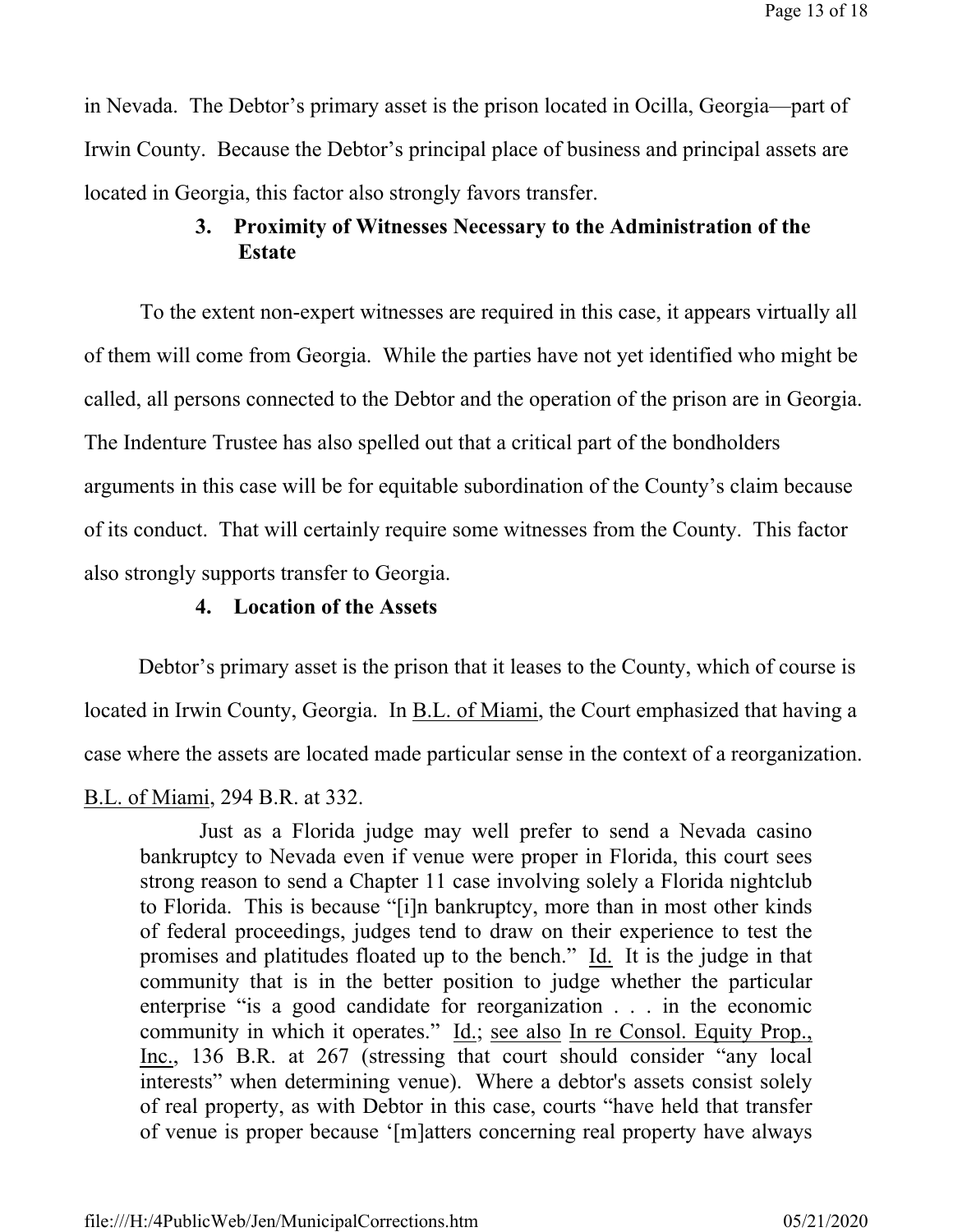in Nevada. The Debtor's primary asset is the prison located in Ocilla, Georgia—part of Irwin County. Because the Debtor's principal place of business and principal assets are located in Georgia, this factor also strongly favors transfer.

### 3. Proximity of Witnesses Necessary to the Administration of the Estate

To the extent non-expert witnesses are required in this case, it appears virtually all of them will come from Georgia. While the parties have not yet identified who might be called, all persons connected to the Debtor and the operation of the prison are in Georgia. The Indenture Trustee has also spelled out that a critical part of the bondholders arguments in this case will be for equitable subordination of the County's claim because of its conduct. That will certainly require some witnesses from the County. This factor also strongly supports transfer to Georgia.

### 4. Location of the Assets

Debtor's primary asset is the prison that it leases to the County, which of course is located in Irwin County, Georgia. In B.L. of Miami, the Court emphasized that having a case where the assets are located made particular sense in the context of a reorganization. B.L. of Miami, 294 B.R. at 332.

> Just as a Florida judge may well prefer to send a Nevada casino bankruptcy to Nevada even if venue were proper in Florida, this court sees strong reason to send a Chapter 11 case involving solely a Florida nightclub to Florida. This is because "[i]n bankruptcy, more than in most other kinds of federal proceedings, judges tend to draw on their experience to test the promises and platitudes floated up to the bench." Id. It is the judge in that community that is in the better position to judge whether the particular enterprise "is a good candidate for reorganization . . . in the economic community in which it operates." Id.; see also In re Consol. Equity Prop., Inc., 136 B.R. at 267 (stressing that court should consider "any local interests" when determining venue). Where a debtor's assets consist solely of real property, as with Debtor in this case, courts "have held that transfer of venue is proper because '[m]atters concerning real property have always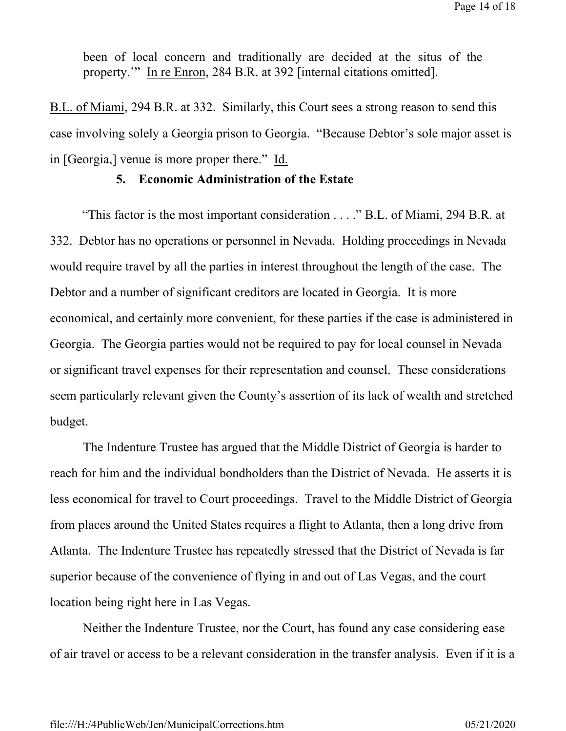> been of local concern and traditionally are decided at the situs of the property.'" In re Enron, 284 B.R. at 392 [internal citations omitted].

B.L. of Miami, 294 B.R. at 332. Similarly, this Court sees a strong reason to send this case involving solely a Georgia prison to Georgia. "Because Debtor's sole major asset is in [Georgia,] venue is more proper there." Id.

### 5. Economic Administration of the Estate

"This factor is the most important consideration . . . ." B.L. of Miami, 294 B.R. at 332. Debtor has no operations or personnel in Nevada. Holding proceedings in Nevada would require travel by all the parties in interest throughout the length of the case. The Debtor and a number of significant creditors are located in Georgia. It is more economical, and certainly more convenient, for these parties if the case is administered in Georgia. The Georgia parties would not be required to pay for local counsel in Nevada or significant travel expenses for their representation and counsel. These considerations seem particularly relevant given the County's assertion of its lack of wealth and stretched budget.

The Indenture Trustee has argued that the Middle District of Georgia is harder to reach for him and the individual bondholders than the District of Nevada. He asserts it is less economical for travel to Court proceedings. Travel to the Middle District of Georgia from places around the United States requires a flight to Atlanta, then a long drive from Atlanta. The Indenture Trustee has repeatedly stressed that the District of Nevada is far superior because of the convenience of flying in and out of Las Vegas, and the court location being right here in Las Vegas.

Neither the Indenture Trustee, nor the Court, has found any case considering ease of air travel or access to be a relevant consideration in the transfer analysis. Even if it is a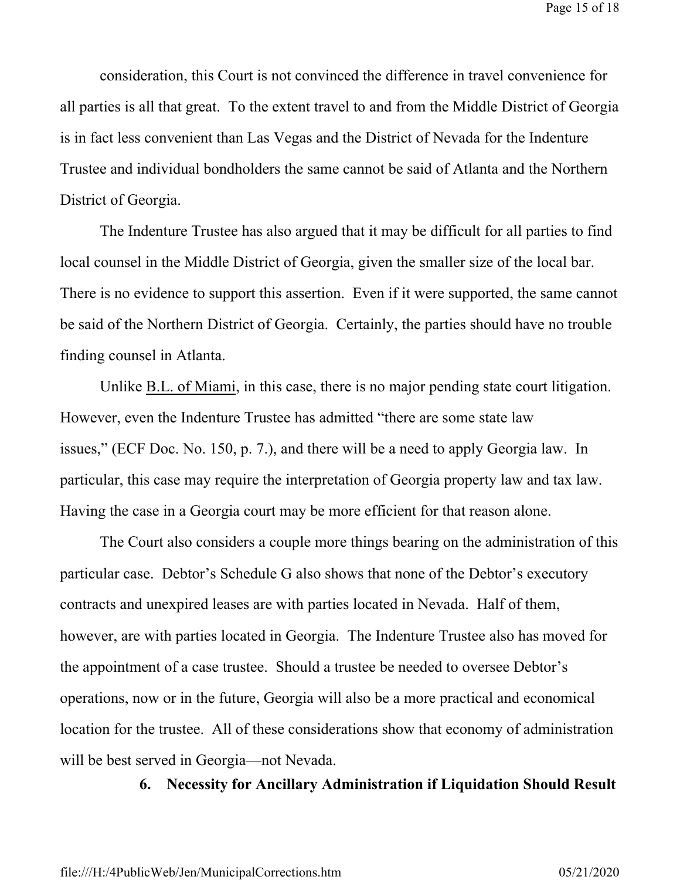consideration, this Court is not convinced the difference in travel convenience for all parties is all that great. To the extent travel to and from the Middle District of Georgia is in fact less convenient than Las Vegas and the District of Nevada for the Indenture Trustee and individual bondholders the same cannot be said of Atlanta and the Northern District of Georgia.

The Indenture Trustee has also argued that it may be difficult for all parties to find local counsel in the Middle District of Georgia, given the smaller size of the local bar. There is no evidence to support this assertion. Even if it were supported, the same cannot be said of the Northern District of Georgia. Certainly, the parties should have no trouble finding counsel in Atlanta.

Unlike B.L. of Miami, in this case, there is no major pending state court litigation. However, even the Indenture Trustee has admitted "there are some state law issues," (ECF Doc. No. 150, p. 7.), and there will be a need to apply Georgia law. In particular, this case may require the interpretation of Georgia property law and tax law. Having the case in a Georgia court may be more efficient for that reason alone.

The Court also considers a couple more things bearing on the administration of this particular case. Debtor's Schedule G also shows that none of the Debtor's executory contracts and unexpired leases are with parties located in Nevada. Half of them, however, are with parties located in Georgia. The Indenture Trustee also has moved for the appointment of a case trustee. Should a trustee be needed to oversee Debtor's operations, now or in the future, Georgia will also be a more practical and economical location for the trustee. All of these considerations show that economy of administration will be best served in Georgia—not Nevada.

### 6. Necessity for Ancillary Administration if Liquidation Should Result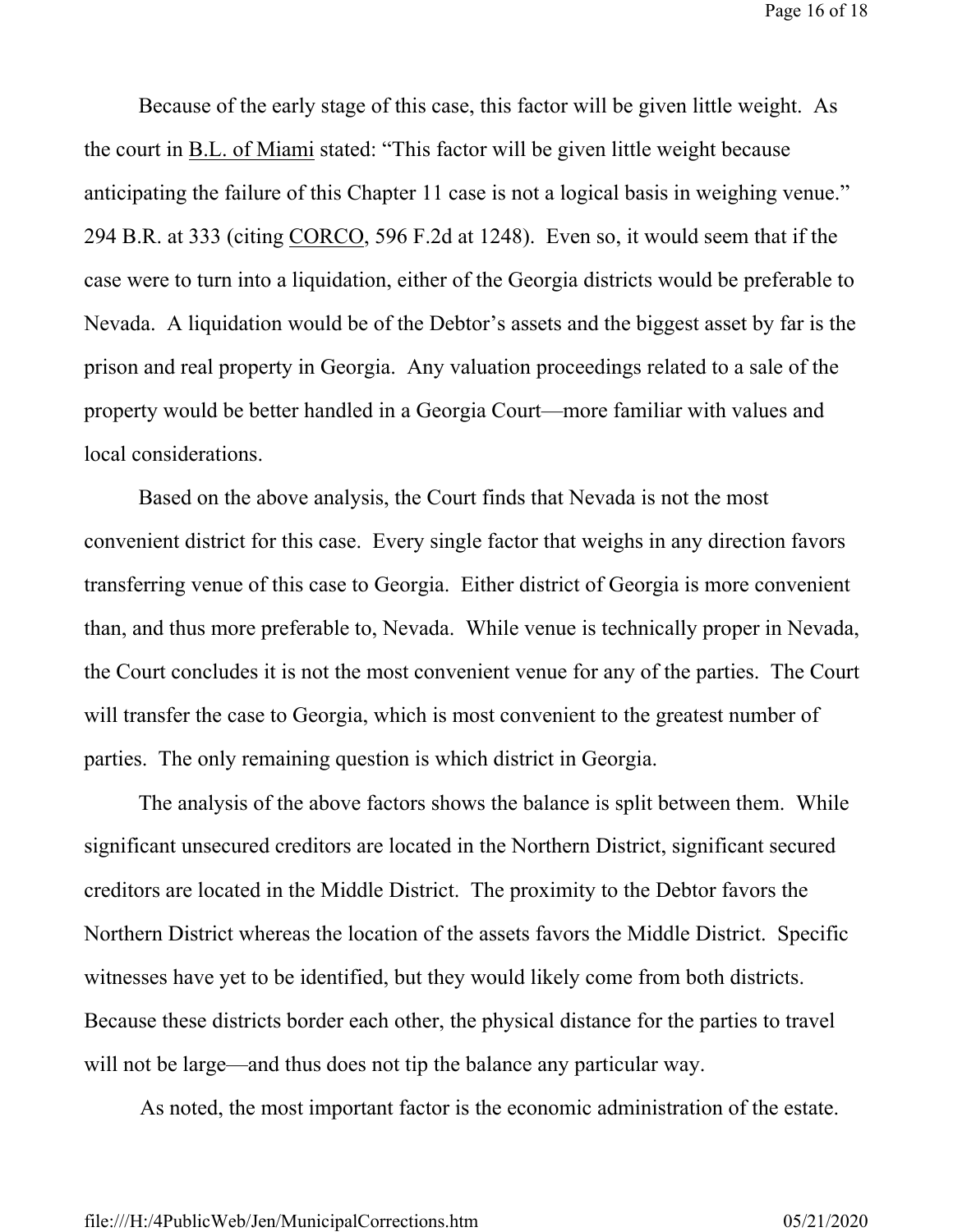Because of the early stage of this case, this factor will be given little weight. As the court in B.L. of Miami stated: "This factor will be given little weight because anticipating the failure of this Chapter 11 case is not a logical basis in weighing venue." 294 B.R. at 333 (citing CORCO, 596 F.2d at 1248). Even so, it would seem that if the case were to turn into a liquidation, either of the Georgia districts would be preferable to Nevada. A liquidation would be of the Debtor's assets and the biggest asset by far is the prison and real property in Georgia. Any valuation proceedings related to a sale of the property would be better handled in a Georgia Court—more familiar with values and local considerations.

Based on the above analysis, the Court finds that Nevada is not the most convenient district for this case. Every single factor that weighs in any direction favors transferring venue of this case to Georgia. Either district of Georgia is more convenient than, and thus more preferable to, Nevada. While venue is technically proper in Nevada, the Court concludes it is not the most convenient venue for any of the parties. The Court will transfer the case to Georgia, which is most convenient to the greatest number of parties. The only remaining question is which district in Georgia.

The analysis of the above factors shows the balance is split between them. While significant unsecured creditors are located in the Northern District, significant secured creditors are located in the Middle District. The proximity to the Debtor favors the Northern District whereas the location of the assets favors the Middle District. Specific witnesses have yet to be identified, but they would likely come from both districts. Because these districts border each other, the physical distance for the parties to travel will not be large—and thus does not tip the balance any particular way.

As noted, the most important factor is the economic administration of the estate.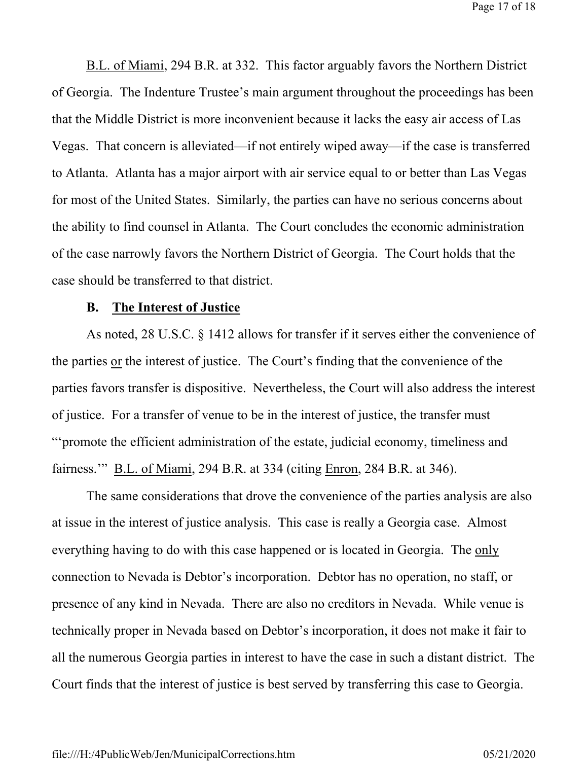B.L. of Miami, 294 B.R. at 332. This factor arguably favors the Northern District of Georgia. The Indenture Trustee's main argument throughout the proceedings has been that the Middle District is more inconvenient because it lacks the easy air access of Las Vegas. That concern is alleviated—if not entirely wiped away—if the case is transferred to Atlanta. Atlanta has a major airport with air service equal to or better than Las Vegas for most of the United States. Similarly, the parties can have no serious concerns about the ability to find counsel in Atlanta. The Court concludes the economic administration of the case narrowly favors the Northern District of Georgia. The Court holds that the case should be transferred to that district.

### B. The Interest of Justice

As noted, 28 U.S.C. § 1412 allows for transfer if it serves either the convenience of the parties or the interest of justice. The Court's finding that the convenience of the parties favors transfer is dispositive. Nevertheless, the Court will also address the interest of justice. For a transfer of venue to be in the interest of justice, the transfer must "'promote the efficient administration of the estate, judicial economy, timeliness and fairness.'" B.L. of Miami, 294 B.R. at 334 (citing Enron, 284 B.R. at 346).

The same considerations that drove the convenience of the parties analysis are also at issue in the interest of justice analysis. This case is really a Georgia case. Almost everything having to do with this case happened or is located in Georgia. The only connection to Nevada is Debtor's incorporation. Debtor has no operation, no staff, or presence of any kind in Nevada. There are also no creditors in Nevada. While venue is technically proper in Nevada based on Debtor's incorporation, it does not make it fair to all the numerous Georgia parties in interest to have the case in such a distant district. The Court finds that the interest of justice is best served by transferring this case to Georgia.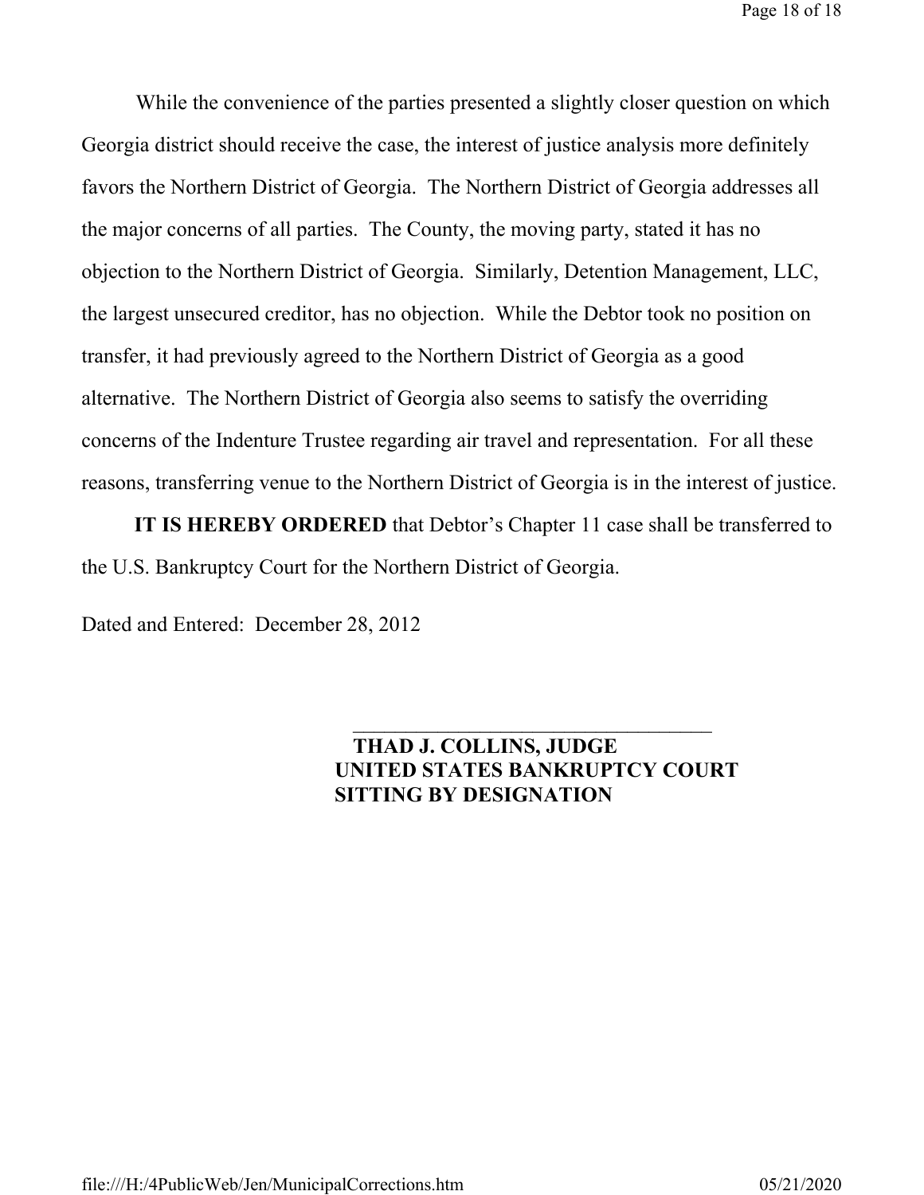While the convenience of the parties presented a slightly closer question on which Georgia district should receive the case, the interest of justice analysis more definitely favors the Northern District of Georgia. The Northern District of Georgia addresses all the major concerns of all parties. The County, the moving party, stated it has no objection to the Northern District of Georgia. Similarly, Detention Management, LLC, the largest unsecured creditor, has no objection. While the Debtor took no position on transfer, it had previously agreed to the Northern District of Georgia as a good alternative. The Northern District of Georgia also seems to satisfy the overriding concerns of the Indenture Trustee regarding air travel and representation. For all these reasons, transferring venue to the Northern District of Georgia is in the interest of justice.

**IT IS HEREBY ORDERED** that Debtor's Chapter 11 case shall be transferred to the U.S. Bankruptcy Court for the Northern District of Georgia.

Dated and Entered: December 28, 2012

\_\_\_\_\_\_\_\_\_\_\_\_\_\_\_\_\_\_\_\_\_\_\_\_\_\_\_\_\_\_\_\_\_\_\_\_

**THAD J. COLLINS, JUDGE**
**UNITED STATES BANKRUPTCY COURT**
**SITTING BY DESIGNATION**